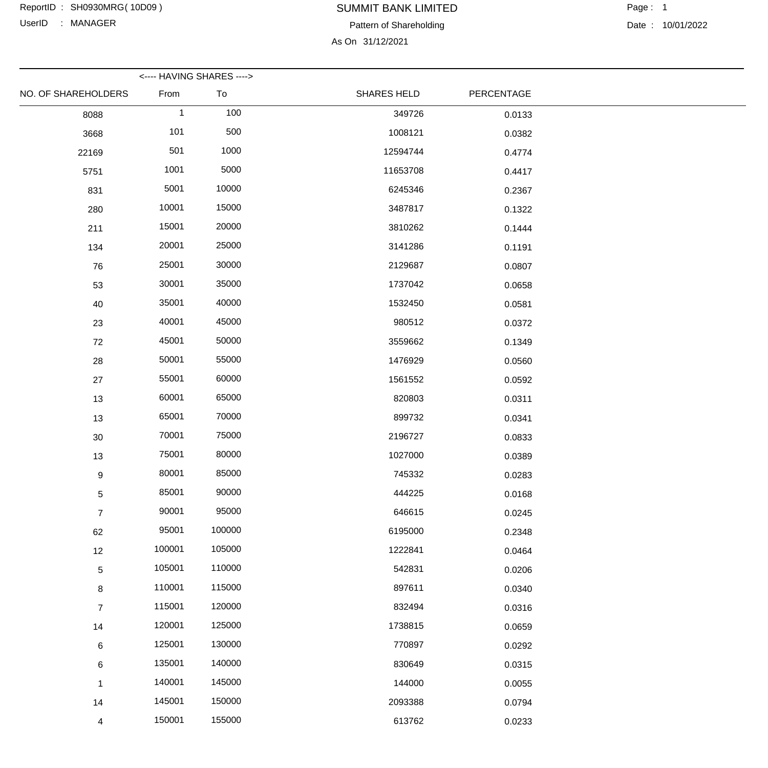ReportID : SH0930MRG( 10D09 )
UserID : MANAGER

# SUMMIT BANK LIMITED

## Pattern of Shareholding

As On 31/12/2021

Page : 1
Date : 10/01/2022

| NO. OF SHAREHOLDERS | <---- HAVING SHARES ----> From | To | SHARES HELD | PERCENTAGE |
|---|---|---|---|---|
| 8088 | 1 | 100 | 349726 | 0.0133 |
| 3668 | 101 | 500 | 1008121 | 0.0382 |
| 22169 | 501 | 1000 | 12594744 | 0.4774 |
| 5751 | 1001 | 5000 | 11653708 | 0.4417 |
| 831 | 5001 | 10000 | 6245346 | 0.2367 |
| 280 | 10001 | 15000 | 3487817 | 0.1322 |
| 211 | 15001 | 20000 | 3810262 | 0.1444 |
| 134 | 20001 | 25000 | 3141286 | 0.1191 |
| 76 | 25001 | 30000 | 2129687 | 0.0807 |
| 53 | 30001 | 35000 | 1737042 | 0.0658 |
| 40 | 35001 | 40000 | 1532450 | 0.0581 |
| 23 | 40001 | 45000 | 980512 | 0.0372 |
| 72 | 45001 | 50000 | 3559662 | 0.1349 |
| 28 | 50001 | 55000 | 1476929 | 0.0560 |
| 27 | 55001 | 60000 | 1561552 | 0.0592 |
| 13 | 60001 | 65000 | 820803 | 0.0311 |
| 13 | 65001 | 70000 | 899732 | 0.0341 |
| 30 | 70001 | 75000 | 2196727 | 0.0833 |
| 13 | 75001 | 80000 | 1027000 | 0.0389 |
| 9 | 80001 | 85000 | 745332 | 0.0283 |
| 5 | 85001 | 90000 | 444225 | 0.0168 |
| 7 | 90001 | 95000 | 646615 | 0.0245 |
| 62 | 95001 | 100000 | 6195000 | 0.2348 |
| 12 | 100001 | 105000 | 1222841 | 0.0464 |
| 5 | 105001 | 110000 | 542831 | 0.0206 |
| 8 | 110001 | 115000 | 897611 | 0.0340 |
| 7 | 115001 | 120000 | 832494 | 0.0316 |
| 14 | 120001 | 125000 | 1738815 | 0.0659 |
| 6 | 125001 | 130000 | 770897 | 0.0292 |
| 6 | 135001 | 140000 | 830649 | 0.0315 |
| 1 | 140001 | 145000 | 144000 | 0.0055 |
| 14 | 145001 | 150000 | 2093388 | 0.0794 |
| 4 | 150001 | 155000 | 613762 | 0.0233 |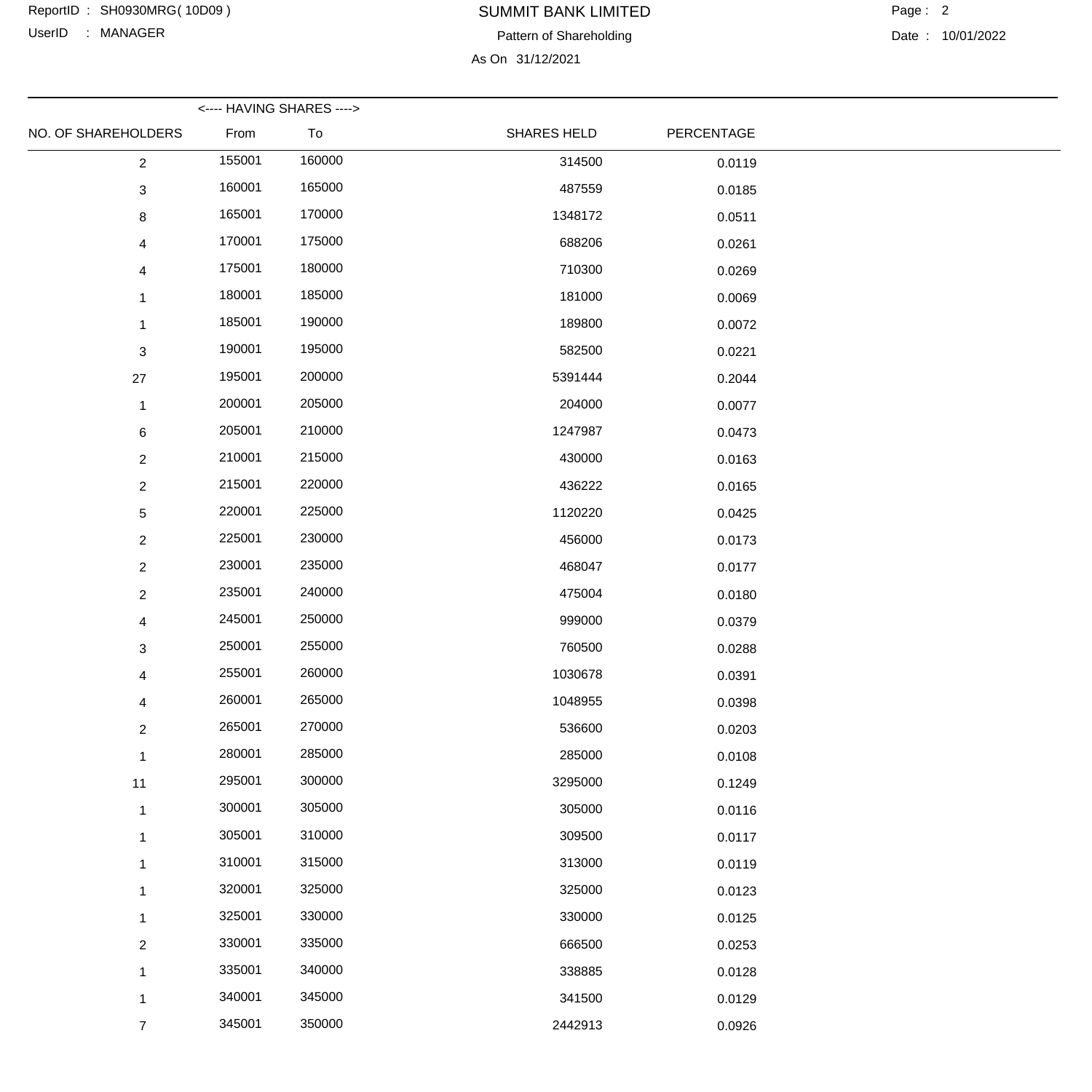SUMMIT BANK LIMITED

Pattern of Shareholding

As On 31/12/2021

| NO. OF SHAREHOLDERS | <---- HAVING SHARES ----> From | To | SHARES HELD | PERCENTAGE |
|---|---|---|---|---|
| 2 | 155001 | 160000 | 314500 | 0.0119 |
| 3 | 160001 | 165000 | 487559 | 0.0185 |
| 8 | 165001 | 170000 | 1348172 | 0.0511 |
| 4 | 170001 | 175000 | 688206 | 0.0261 |
| 4 | 175001 | 180000 | 710300 | 0.0269 |
| 1 | 180001 | 185000 | 181000 | 0.0069 |
| 1 | 185001 | 190000 | 189800 | 0.0072 |
| 3 | 190001 | 195000 | 582500 | 0.0221 |
| 27 | 195001 | 200000 | 5391444 | 0.2044 |
| 1 | 200001 | 205000 | 204000 | 0.0077 |
| 6 | 205001 | 210000 | 1247987 | 0.0473 |
| 2 | 210001 | 215000 | 430000 | 0.0163 |
| 2 | 215001 | 220000 | 436222 | 0.0165 |
| 5 | 220001 | 225000 | 1120220 | 0.0425 |
| 2 | 225001 | 230000 | 456000 | 0.0173 |
| 2 | 230001 | 235000 | 468047 | 0.0177 |
| 2 | 235001 | 240000 | 475004 | 0.0180 |
| 4 | 245001 | 250000 | 999000 | 0.0379 |
| 3 | 250001 | 255000 | 760500 | 0.0288 |
| 4 | 255001 | 260000 | 1030678 | 0.0391 |
| 4 | 260001 | 265000 | 1048955 | 0.0398 |
| 2 | 265001 | 270000 | 536600 | 0.0203 |
| 1 | 280001 | 285000 | 285000 | 0.0108 |
| 11 | 295001 | 300000 | 3295000 | 0.1249 |
| 1 | 300001 | 305000 | 305000 | 0.0116 |
| 1 | 305001 | 310000 | 309500 | 0.0117 |
| 1 | 310001 | 315000 | 313000 | 0.0119 |
| 1 | 320001 | 325000 | 325000 | 0.0123 |
| 1 | 325001 | 330000 | 330000 | 0.0125 |
| 2 | 330001 | 335000 | 666500 | 0.0253 |
| 1 | 335001 | 340000 | 338885 | 0.0128 |
| 1 | 340001 | 345000 | 341500 | 0.0129 |
| 7 | 345001 | 350000 | 2442913 | 0.0926 |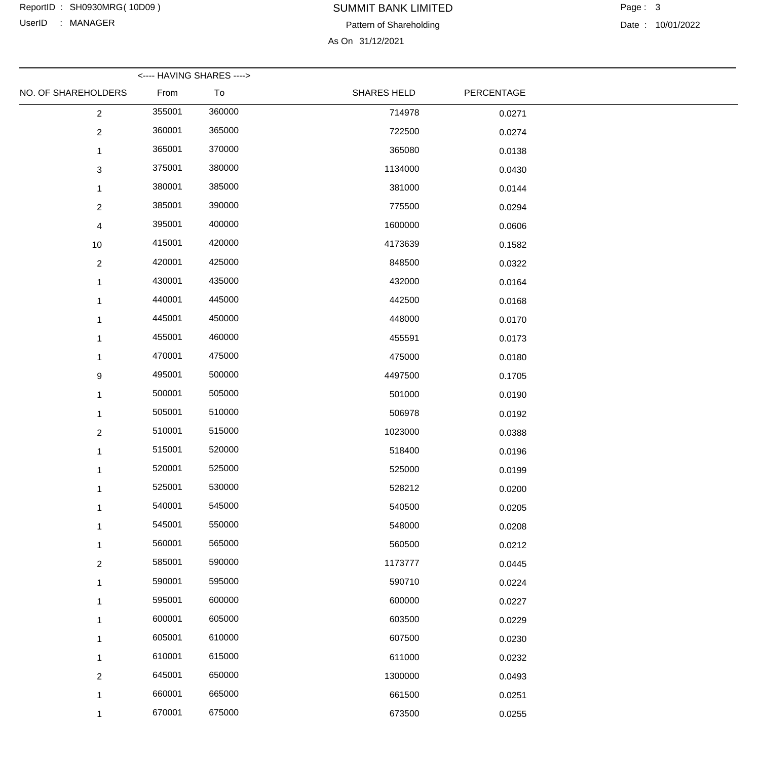ReportID : SH0930MRG( 10D09 )
UserID : MANAGER

# SUMMIT BANK LIMITED

Pattern of Shareholding

As On 31/12/2021

Date : 10/01/2022

| NO. OF SHAREHOLDERS | <---- HAVING SHARES ----> From | To | SHARES HELD | PERCENTAGE |
|---|---|---|---|---|
| 2 | 355001 | 360000 | 714978 | 0.0271 |
| 2 | 360001 | 365000 | 722500 | 0.0274 |
| 1 | 365001 | 370000 | 365080 | 0.0138 |
| 3 | 375001 | 380000 | 1134000 | 0.0430 |
| 1 | 380001 | 385000 | 381000 | 0.0144 |
| 2 | 385001 | 390000 | 775500 | 0.0294 |
| 4 | 395001 | 400000 | 1600000 | 0.0606 |
| 10 | 415001 | 420000 | 4173639 | 0.1582 |
| 2 | 420001 | 425000 | 848500 | 0.0322 |
| 1 | 430001 | 435000 | 432000 | 0.0164 |
| 1 | 440001 | 445000 | 442500 | 0.0168 |
| 1 | 445001 | 450000 | 448000 | 0.0170 |
| 1 | 455001 | 460000 | 455591 | 0.0173 |
| 1 | 470001 | 475000 | 475000 | 0.0180 |
| 9 | 495001 | 500000 | 4497500 | 0.1705 |
| 1 | 500001 | 505000 | 501000 | 0.0190 |
| 1 | 505001 | 510000 | 506978 | 0.0192 |
| 2 | 510001 | 515000 | 1023000 | 0.0388 |
| 1 | 515001 | 520000 | 518400 | 0.0196 |
| 1 | 520001 | 525000 | 525000 | 0.0199 |
| 1 | 525001 | 530000 | 528212 | 0.0200 |
| 1 | 540001 | 545000 | 540500 | 0.0205 |
| 1 | 545001 | 550000 | 548000 | 0.0208 |
| 1 | 560001 | 565000 | 560500 | 0.0212 |
| 2 | 585001 | 590000 | 1173777 | 0.0445 |
| 1 | 590001 | 595000 | 590710 | 0.0224 |
| 1 | 595001 | 600000 | 600000 | 0.0227 |
| 1 | 600001 | 605000 | 603500 | 0.0229 |
| 1 | 605001 | 610000 | 607500 | 0.0230 |
| 1 | 610001 | 615000 | 611000 | 0.0232 |
| 2 | 645001 | 650000 | 1300000 | 0.0493 |
| 1 | 660001 | 665000 | 661500 | 0.0251 |
| 1 | 670001 | 675000 | 673500 | 0.0255 |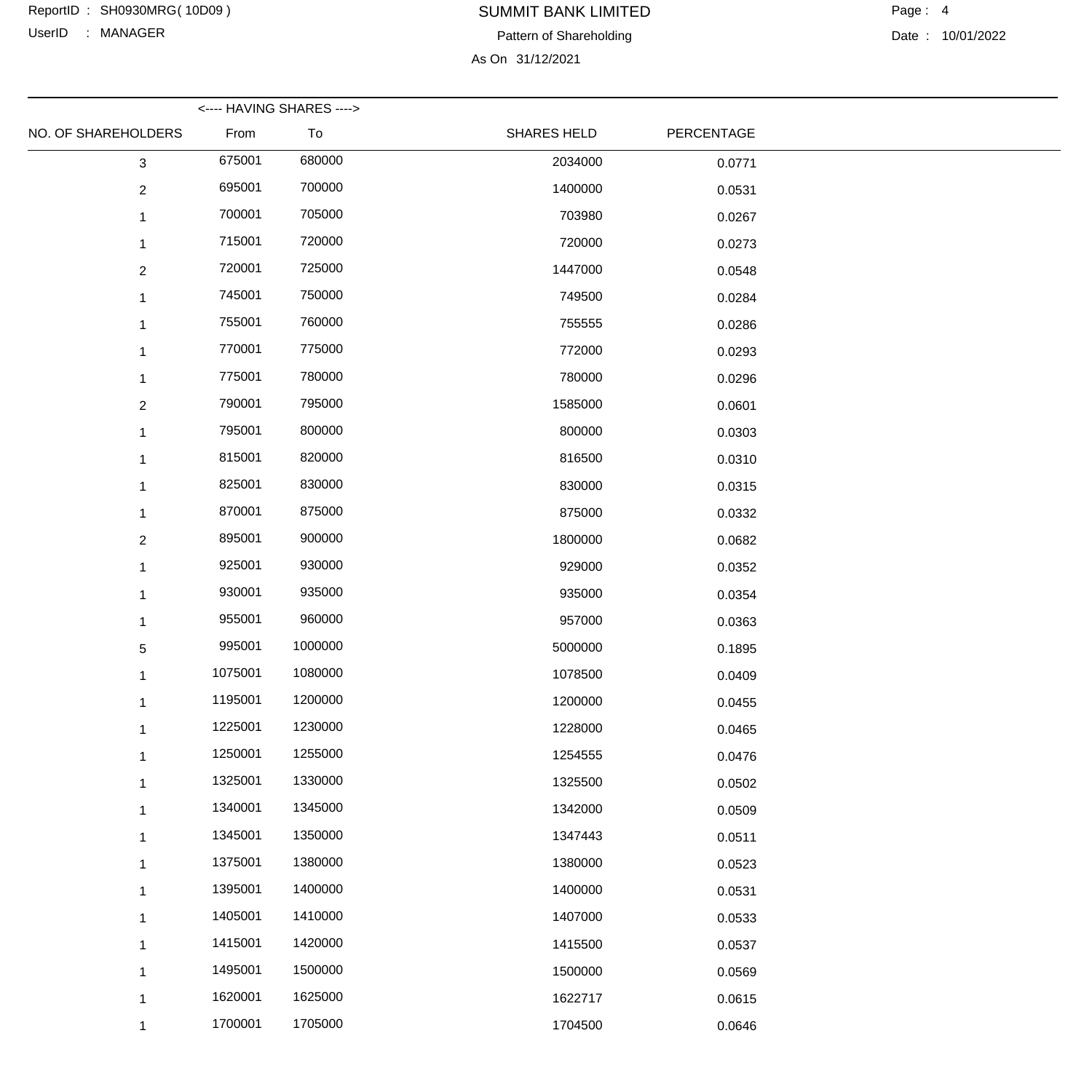# SUMMIT BANK LIMITED

Pattern of Shareholding

As On 31/12/2021

| NO. OF SHAREHOLDERS | <---- HAVING SHARES ----> From | To | SHARES HELD | PERCENTAGE |
|---|---|---|---|---|
| 3 | 675001 | 680000 | 2034000 | 0.0771 |
| 2 | 695001 | 700000 | 1400000 | 0.0531 |
| 1 | 700001 | 705000 | 703980 | 0.0267 |
| 1 | 715001 | 720000 | 720000 | 0.0273 |
| 2 | 720001 | 725000 | 1447000 | 0.0548 |
| 1 | 745001 | 750000 | 749500 | 0.0284 |
| 1 | 755001 | 760000 | 755555 | 0.0286 |
| 1 | 770001 | 775000 | 772000 | 0.0293 |
| 1 | 775001 | 780000 | 780000 | 0.0296 |
| 2 | 790001 | 795000 | 1585000 | 0.0601 |
| 1 | 795001 | 800000 | 800000 | 0.0303 |
| 1 | 815001 | 820000 | 816500 | 0.0310 |
| 1 | 825001 | 830000 | 830000 | 0.0315 |
| 1 | 870001 | 875000 | 875000 | 0.0332 |
| 2 | 895001 | 900000 | 1800000 | 0.0682 |
| 1 | 925001 | 930000 | 929000 | 0.0352 |
| 1 | 930001 | 935000 | 935000 | 0.0354 |
| 1 | 955001 | 960000 | 957000 | 0.0363 |
| 5 | 995001 | 1000000 | 5000000 | 0.1895 |
| 1 | 1075001 | 1080000 | 1078500 | 0.0409 |
| 1 | 1195001 | 1200000 | 1200000 | 0.0455 |
| 1 | 1225001 | 1230000 | 1228000 | 0.0465 |
| 1 | 1250001 | 1255000 | 1254555 | 0.0476 |
| 1 | 1325001 | 1330000 | 1325500 | 0.0502 |
| 1 | 1340001 | 1345000 | 1342000 | 0.0509 |
| 1 | 1345001 | 1350000 | 1347443 | 0.0511 |
| 1 | 1375001 | 1380000 | 1380000 | 0.0523 |
| 1 | 1395001 | 1400000 | 1400000 | 0.0531 |
| 1 | 1405001 | 1410000 | 1407000 | 0.0533 |
| 1 | 1415001 | 1420000 | 1415500 | 0.0537 |
| 1 | 1495001 | 1500000 | 1500000 | 0.0569 |
| 1 | 1620001 | 1625000 | 1622717 | 0.0615 |
| 1 | 1700001 | 1705000 | 1704500 | 0.0646 |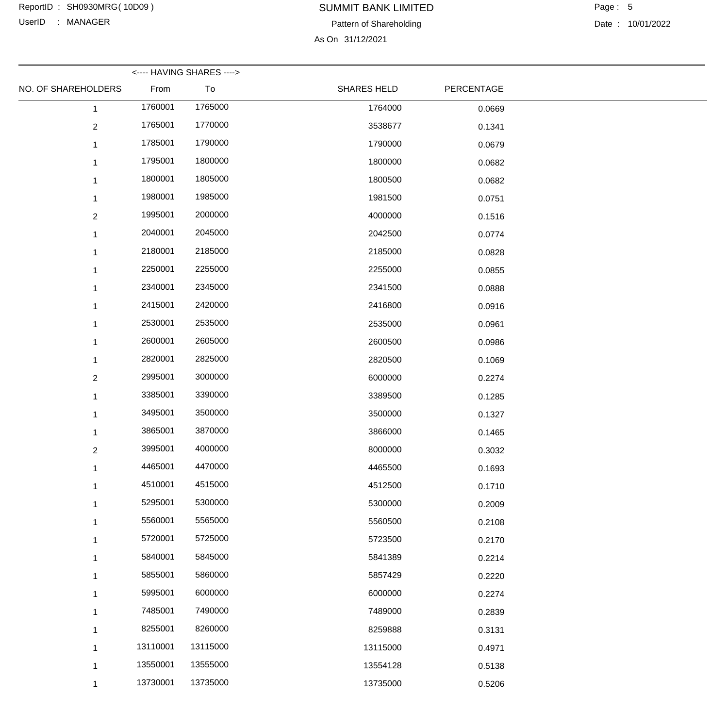# SUMMIT BANK LIMITED

Pattern of Shareholding

As On 31/12/2021

| NO. OF SHAREHOLDERS | <---- HAVING SHARES ----> From | To | SHARES HELD | PERCENTAGE |
|---|---|---|---|---|
| 1 | 1760001 | 1765000 | 1764000 | 0.0669 |
| 2 | 1765001 | 1770000 | 3538677 | 0.1341 |
| 1 | 1785001 | 1790000 | 1790000 | 0.0679 |
| 1 | 1795001 | 1800000 | 1800000 | 0.0682 |
| 1 | 1800001 | 1805000 | 1800500 | 0.0682 |
| 1 | 1980001 | 1985000 | 1981500 | 0.0751 |
| 2 | 1995001 | 2000000 | 4000000 | 0.1516 |
| 1 | 2040001 | 2045000 | 2042500 | 0.0774 |
| 1 | 2180001 | 2185000 | 2185000 | 0.0828 |
| 1 | 2250001 | 2255000 | 2255000 | 0.0855 |
| 1 | 2340001 | 2345000 | 2341500 | 0.0888 |
| 1 | 2415001 | 2420000 | 2416800 | 0.0916 |
| 1 | 2530001 | 2535000 | 2535000 | 0.0961 |
| 1 | 2600001 | 2605000 | 2600500 | 0.0986 |
| 1 | 2820001 | 2825000 | 2820500 | 0.1069 |
| 2 | 2995001 | 3000000 | 6000000 | 0.2274 |
| 1 | 3385001 | 3390000 | 3389500 | 0.1285 |
| 1 | 3495001 | 3500000 | 3500000 | 0.1327 |
| 1 | 3865001 | 3870000 | 3866000 | 0.1465 |
| 2 | 3995001 | 4000000 | 8000000 | 0.3032 |
| 1 | 4465001 | 4470000 | 4465500 | 0.1693 |
| 1 | 4510001 | 4515000 | 4512500 | 0.1710 |
| 1 | 5295001 | 5300000 | 5300000 | 0.2009 |
| 1 | 5560001 | 5565000 | 5560500 | 0.2108 |
| 1 | 5720001 | 5725000 | 5723500 | 0.2170 |
| 1 | 5840001 | 5845000 | 5841389 | 0.2214 |
| 1 | 5855001 | 5860000 | 5857429 | 0.2220 |
| 1 | 5995001 | 6000000 | 6000000 | 0.2274 |
| 1 | 7485001 | 7490000 | 7489000 | 0.2839 |
| 1 | 8255001 | 8260000 | 8259888 | 0.3131 |
| 1 | 13110001 | 13115000 | 13115000 | 0.4971 |
| 1 | 13550001 | 13555000 | 13554128 | 0.5138 |
| 1 | 13730001 | 13735000 | 13735000 | 0.5206 |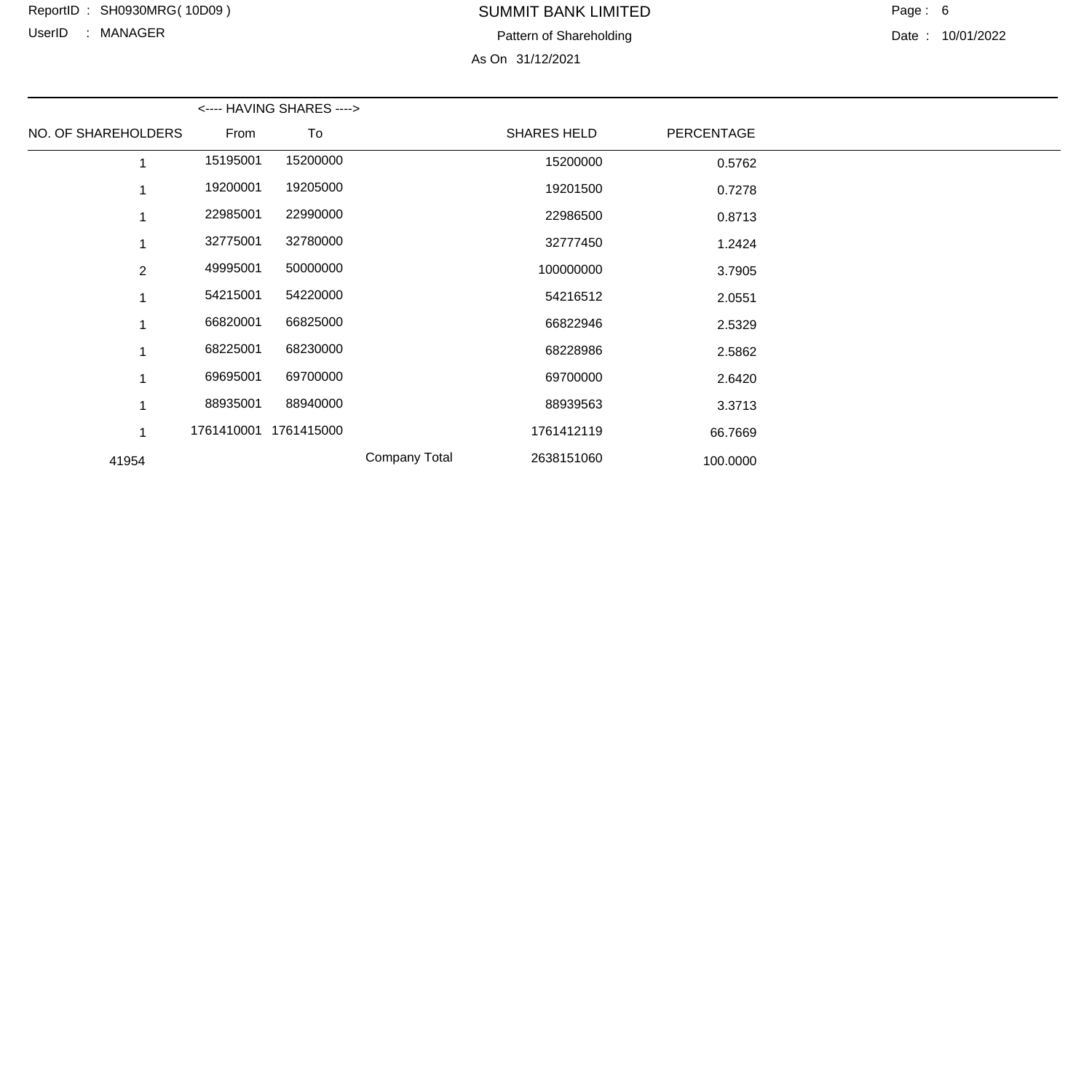# SUMMIT BANK LIMITED

Pattern of Shareholding

As On 31/12/2021

ReportID : SH0930MRG( 10D09 )

UserID : MANAGER

Date : 10/01/2022

| NO. OF SHAREHOLDERS | <---- HAVING SHARES ----> From | To | | SHARES HELD | PERCENTAGE |
|---|---|---|---|---|---|
| 1 | 15195001 | 15200000 | | 15200000 | 0.5762 |
| 1 | 19200001 | 19205000 | | 19201500 | 0.7278 |
| 1 | 22985001 | 22990000 | | 22986500 | 0.8713 |
| 1 | 32775001 | 32780000 | | 32777450 | 1.2424 |
| 2 | 49995001 | 50000000 | | 100000000 | 3.7905 |
| 1 | 54215001 | 54220000 | | 54216512 | 2.0551 |
| 1 | 66820001 | 66825000 | | 66822946 | 2.5329 |
| 1 | 68225001 | 68230000 | | 68228986 | 2.5862 |
| 1 | 69695001 | 69700000 | | 69700000 | 2.6420 |
| 1 | 88935001 | 88940000 | | 88939563 | 3.3713 |
| 1 | 1761410001 | 1761415000 | | 1761412119 | 66.7669 |
| 41954 | | | Company Total | 2638151060 | 100.0000 |